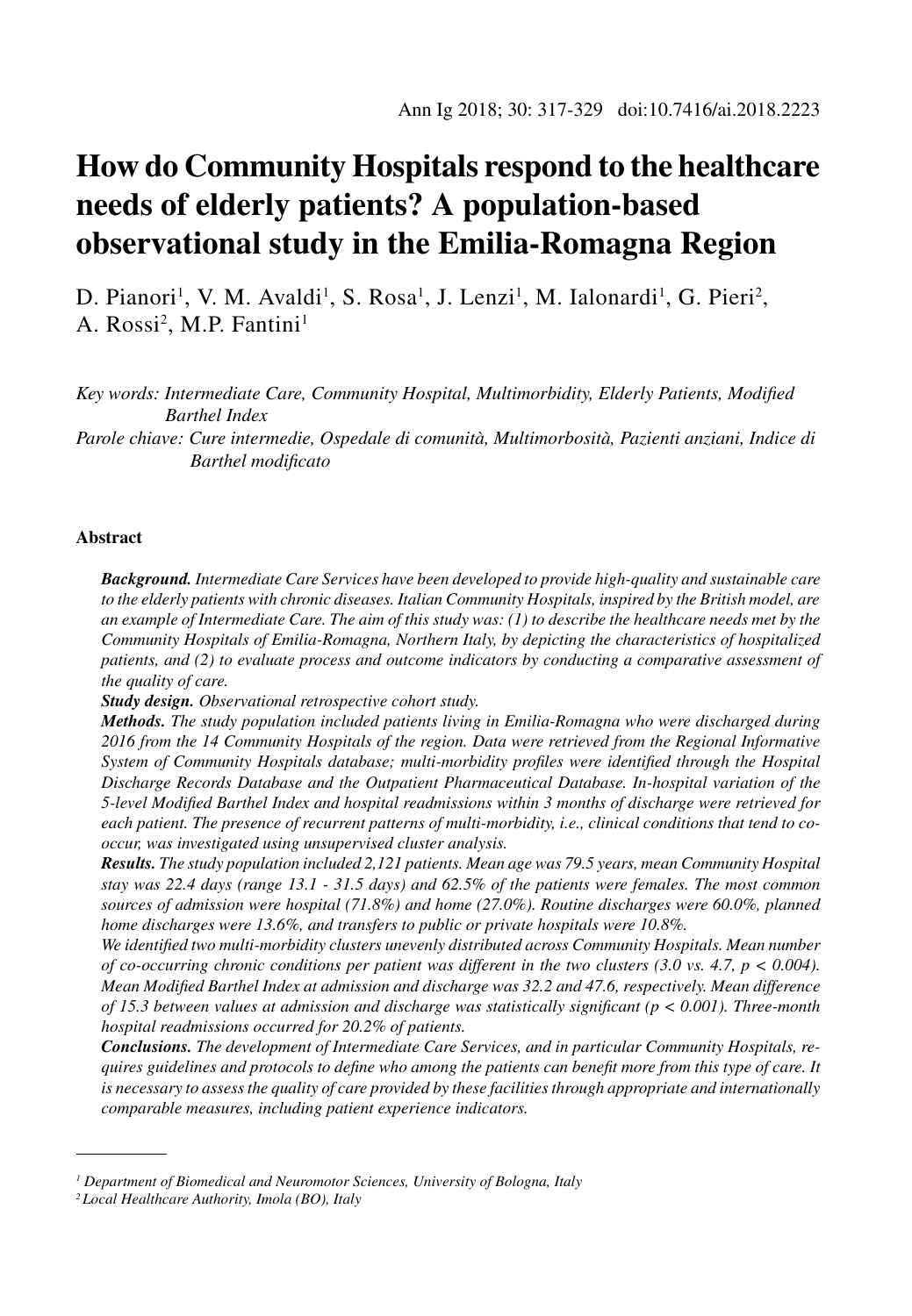# How do Community Hospitals respond to the healthcare needs of elderly patients? A population-based observational study in the Emilia-Romagna Region

D. Pianori[1], V. M. Avaldi[1], S. Rosa[1], J. Lenzi[1], M. Ialonardi[1], G. Pieri[2], A. Rossi[2], M.P. Fantini[1]

*Key words: Intermediate Care, Community Hospital, Multimorbidity, Elderly Patients, Modified Barthel Index*

*Parole chiave: Cure intermedie, Ospedale di comunità, Multimorbosità, Pazienti anziani, Indice di Barthel modificato*

## Abstract

***Background.*** *Intermediate Care Services have been developed to provide high-quality and sustainable care to the elderly patients with chronic diseases. Italian Community Hospitals, inspired by the British model, are an example of Intermediate Care. The aim of this study was: (1) to describe the healthcare needs met by the Community Hospitals of Emilia-Romagna, Northern Italy, by depicting the characteristics of hospitalized patients, and (2) to evaluate process and outcome indicators by conducting a comparative assessment of the quality of care.*

***Study design.*** *Observational retrospective cohort study.*

***Methods.*** *The study population included patients living in Emilia-Romagna who were discharged during 2016 from the 14 Community Hospitals of the region. Data were retrieved from the Regional Informative System of Community Hospitals database; multi-morbidity profiles were identified through the Hospital Discharge Records Database and the Outpatient Pharmaceutical Database. In-hospital variation of the 5-level Modified Barthel Index and hospital readmissions within 3 months of discharge were retrieved for each patient. The presence of recurrent patterns of multi-morbidity, i.e., clinical conditions that tend to co-occur, was investigated using unsupervised cluster analysis.*

***Results.*** *The study population included 2,121 patients. Mean age was 79.5 years, mean Community Hospital stay was 22.4 days (range 13.1 - 31.5 days) and 62.5% of the patients were females. The most common sources of admission were hospital (71.8%) and home (27.0%). Routine discharges were 60.0%, planned home discharges were 13.6%, and transfers to public or private hospitals were 10.8%.*

*We identified two multi-morbidity clusters unevenly distributed across Community Hospitals. Mean number of co-occurring chronic conditions per patient was different in the two clusters (3.0 vs. 4.7, $p < 0.004$). Mean Modified Barthel Index at admission and discharge was 32.2 and 47.6, respectively. Mean difference of 15.3 between values at admission and discharge was statistically significant ($p < 0.001$). Three-month hospital readmissions occurred for 20.2% of patients.*

***Conclusions.*** *The development of Intermediate Care Services, and in particular Community Hospitals, requires guidelines and protocols to define who among the patients can benefit more from this type of care. It is necessary to assess the quality of care provided by these facilities through appropriate and internationally comparable measures, including patient experience indicators.*

---

[1] *Department of Biomedical and Neuromotor Sciences, University of Bologna, Italy*

[2] *Local Healthcare Authority, Imola (BO), Italy*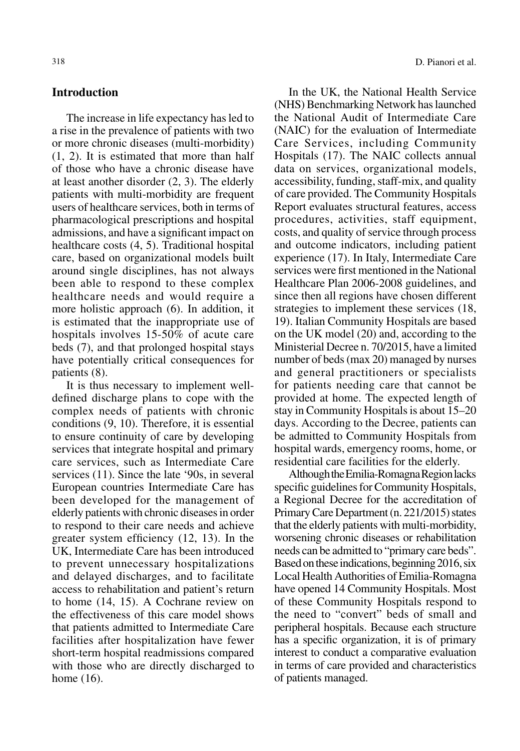## Introduction

The increase in life expectancy has led to a rise in the prevalence of patients with two or more chronic diseases (multi-morbidity) (1, 2). It is estimated that more than half of those who have a chronic disease have at least another disorder (2, 3). The elderly patients with multi-morbidity are frequent users of healthcare services, both in terms of pharmacological prescriptions and hospital admissions, and have a significant impact on healthcare costs (4, 5). Traditional hospital care, based on organizational models built around single disciplines, has not always been able to respond to these complex healthcare needs and would require a more holistic approach (6). In addition, it is estimated that the inappropriate use of hospitals involves 15-50% of acute care beds (7), and that prolonged hospital stays have potentially critical consequences for patients (8).

It is thus necessary to implement well-defined discharge plans to cope with the complex needs of patients with chronic conditions (9, 10). Therefore, it is essential to ensure continuity of care by developing services that integrate hospital and primary care services, such as Intermediate Care services (11). Since the late '90s, in several European countries Intermediate Care has been developed for the management of elderly patients with chronic diseases in order to respond to their care needs and achieve greater system efficiency (12, 13). In the UK, Intermediate Care has been introduced to prevent unnecessary hospitalizations and delayed discharges, and to facilitate access to rehabilitation and patient's return to home (14, 15). A Cochrane review on the effectiveness of this care model shows that patients admitted to Intermediate Care facilities after hospitalization have fewer short-term hospital readmissions compared with those who are directly discharged to home (16).

In the UK, the National Health Service (NHS) Benchmarking Network has launched the National Audit of Intermediate Care (NAIC) for the evaluation of Intermediate Care Services, including Community Hospitals (17). The NAIC collects annual data on services, organizational models, accessibility, funding, staff-mix, and quality of care provided. The Community Hospitals Report evaluates structural features, access procedures, activities, staff equipment, costs, and quality of service through process and outcome indicators, including patient experience (17). In Italy, Intermediate Care services were first mentioned in the National Healthcare Plan 2006-2008 guidelines, and since then all regions have chosen different strategies to implement these services (18, 19). Italian Community Hospitals are based on the UK model (20) and, according to the Ministerial Decree n. 70/2015, have a limited number of beds (max 20) managed by nurses and general practitioners or specialists for patients needing care that cannot be provided at home. The expected length of stay in Community Hospitals is about 15–20 days. According to the Decree, patients can be admitted to Community Hospitals from hospital wards, emergency rooms, home, or residential care facilities for the elderly.

Although the Emilia-Romagna Region lacks specific guidelines for Community Hospitals, a Regional Decree for the accreditation of Primary Care Department (n. 221/2015) states that the elderly patients with multi-morbidity, worsening chronic diseases or rehabilitation needs can be admitted to "primary care beds". Based on these indications, beginning 2016, six Local Health Authorities of Emilia-Romagna have opened 14 Community Hospitals. Most of these Community Hospitals respond to the need to "convert" beds of small and peripheral hospitals. Because each structure has a specific organization, it is of primary interest to conduct a comparative evaluation in terms of care provided and characteristics of patients managed.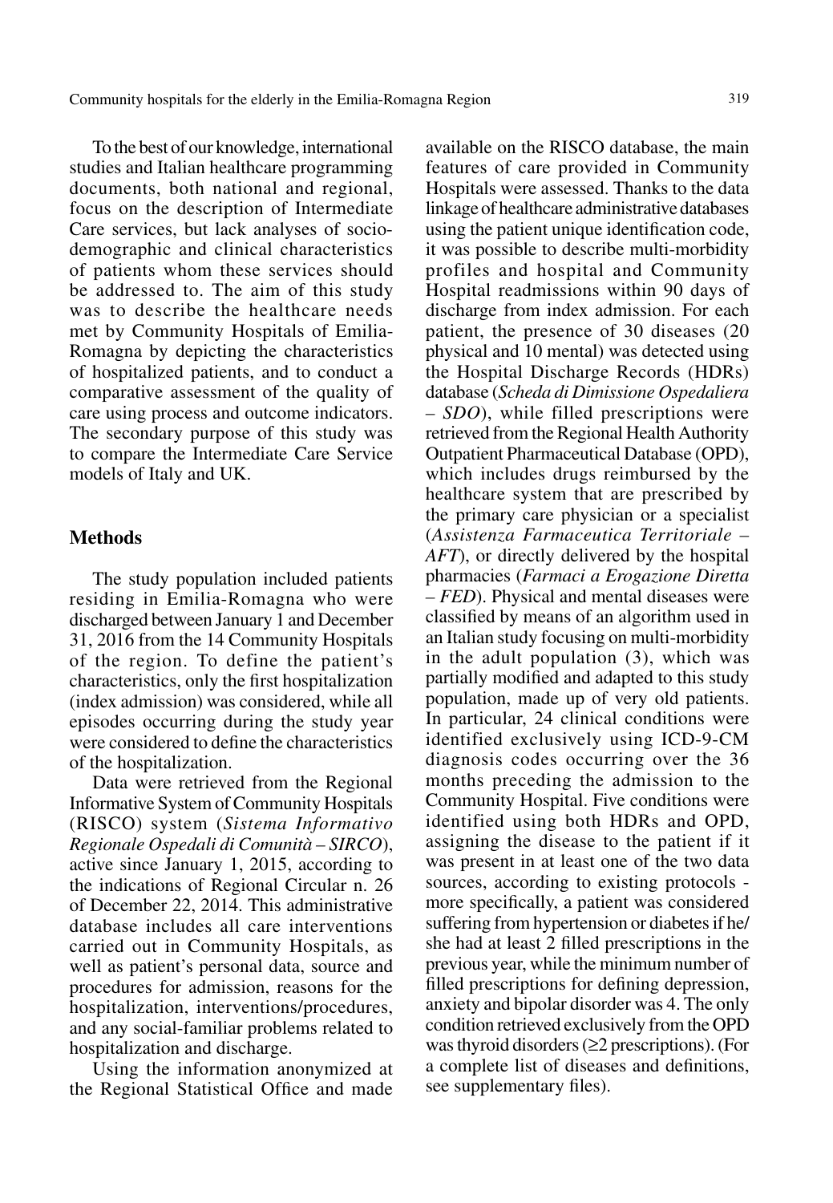To the best of our knowledge, international studies and Italian healthcare programming documents, both national and regional, focus on the description of Intermediate Care services, but lack analyses of socio-demographic and clinical characteristics of patients whom these services should be addressed to. The aim of this study was to describe the healthcare needs met by Community Hospitals of Emilia-Romagna by depicting the characteristics of hospitalized patients, and to conduct a comparative assessment of the quality of care using process and outcome indicators. The secondary purpose of this study was to compare the Intermediate Care Service models of Italy and UK.

## Methods

The study population included patients residing in Emilia-Romagna who were discharged between January 1 and December 31, 2016 from the 14 Community Hospitals of the region. To define the patient's characteristics, only the first hospitalization (index admission) was considered, while all episodes occurring during the study year were considered to define the characteristics of the hospitalization.

Data were retrieved from the Regional Informative System of Community Hospitals (RISCO) system (*Sistema Informativo Regionale Ospedali di Comunità – SIRCO*), active since January 1, 2015, according to the indications of Regional Circular n. 26 of December 22, 2014. This administrative database includes all care interventions carried out in Community Hospitals, as well as patient's personal data, source and procedures for admission, reasons for the hospitalization, interventions/procedures, and any social-familiar problems related to hospitalization and discharge.

Using the information anonymized at the Regional Statistical Office and made available on the RISCO database, the main features of care provided in Community Hospitals were assessed. Thanks to the data linkage of healthcare administrative databases using the patient unique identification code, it was possible to describe multi-morbidity profiles and hospital and Community Hospital readmissions within 90 days of discharge from index admission. For each patient, the presence of 30 diseases (20 physical and 10 mental) was detected using the Hospital Discharge Records (HDRs) database (*Scheda di Dimissione Ospedaliera – SDO*), while filled prescriptions were retrieved from the Regional Health Authority Outpatient Pharmaceutical Database (OPD), which includes drugs reimbursed by the healthcare system that are prescribed by the primary care physician or a specialist (*Assistenza Farmaceutica Territoriale – AFT*), or directly delivered by the hospital pharmacies (*Farmaci a Erogazione Diretta – FED*). Physical and mental diseases were classified by means of an algorithm used in an Italian study focusing on multi-morbidity in the adult population (3), which was partially modified and adapted to this study population, made up of very old patients. In particular, 24 clinical conditions were identified exclusively using ICD-9-CM diagnosis codes occurring over the 36 months preceding the admission to the Community Hospital. Five conditions were identified using both HDRs and OPD, assigning the disease to the patient if it was present in at least one of the two data sources, according to existing protocols - more specifically, a patient was considered suffering from hypertension or diabetes if he/she had at least 2 filled prescriptions in the previous year, while the minimum number of filled prescriptions for defining depression, anxiety and bipolar disorder was 4. The only condition retrieved exclusively from the OPD was thyroid disorders (≥2 prescriptions). (For a complete list of diseases and definitions, see supplementary files).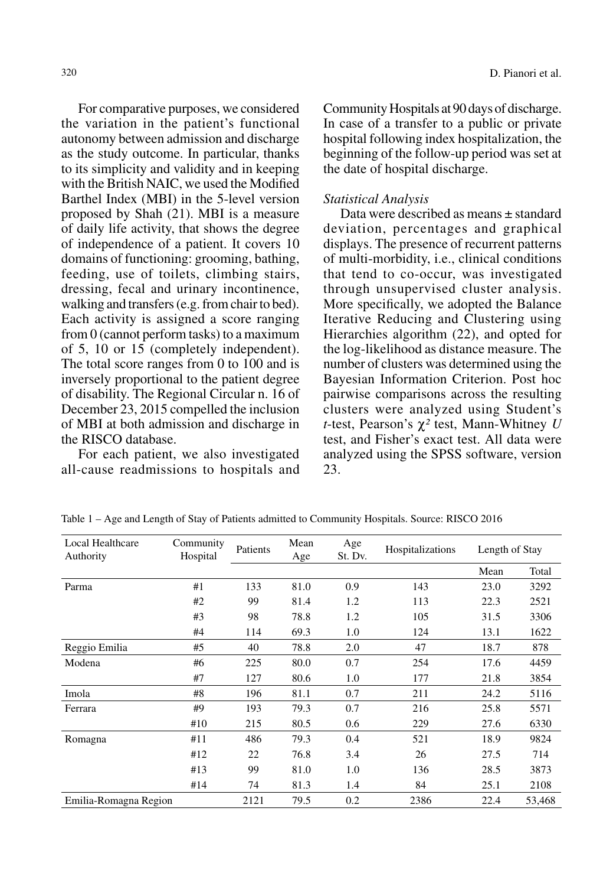For comparative purposes, we considered the variation in the patient's functional autonomy between admission and discharge as the study outcome. In particular, thanks to its simplicity and validity and in keeping with the British NAIC, we used the Modified Barthel Index (MBI) in the 5-level version proposed by Shah (21). MBI is a measure of daily life activity, that shows the degree of independence of a patient. It covers 10 domains of functioning: grooming, bathing, feeding, use of toilets, climbing stairs, dressing, fecal and urinary incontinence, walking and transfers (e.g. from chair to bed). Each activity is assigned a score ranging from 0 (cannot perform tasks) to a maximum of 5, 10 or 15 (completely independent). The total score ranges from 0 to 100 and is inversely proportional to the patient degree of disability. The Regional Circular n. 16 of December 23, 2015 compelled the inclusion of MBI at both admission and discharge in the RISCO database.

For each patient, we also investigated all-cause readmissions to hospitals and Community Hospitals at 90 days of discharge. In case of a transfer to a public or private hospital following index hospitalization, the beginning of the follow-up period was set at the date of hospital discharge.

*Statistical Analysis*

Data were described as means ± standard deviation, percentages and graphical displays. The presence of recurrent patterns of multi-morbidity, i.e., clinical conditions that tend to co-occur, was investigated through unsupervised cluster analysis. More specifically, we adopted the Balance Iterative Reducing and Clustering using Hierarchies algorithm (22), and opted for the log-likelihood as distance measure. The number of clusters was determined using the Bayesian Information Criterion. Post hoc pairwise comparisons across the resulting clusters were analyzed using Student's *t*-test, Pearson's $\chi^2$ test, Mann-Whitney *U* test, and Fisher's exact test. All data were analyzed using the SPSS software, version 23.

Table 1 – Age and Length of Stay of Patients admitted to Community Hospitals. Source: RISCO 2016

| Local Healthcare Authority | Community Hospital | Patients | Mean Age | Age St. Dv. | Hospitalizations | Length of Stay | |
|---|---|---|---|---|---|---|---|
| | | | | | | Mean | Total |
| Parma | #1 | 133 | 81.0 | 0.9 | 143 | 23.0 | 3292 |
| | #2 | 99 | 81.4 | 1.2 | 113 | 22.3 | 2521 |
| | #3 | 98 | 78.8 | 1.2 | 105 | 31.5 | 3306 |
| | #4 | 114 | 69.3 | 1.0 | 124 | 13.1 | 1622 |
| Reggio Emilia | #5 | 40 | 78.8 | 2.0 | 47 | 18.7 | 878 |
| Modena | #6 | 225 | 80.0 | 0.7 | 254 | 17.6 | 4459 |
| | #7 | 127 | 80.6 | 1.0 | 177 | 21.8 | 3854 |
| Imola | #8 | 196 | 81.1 | 0.7 | 211 | 24.2 | 5116 |
| Ferrara | #9 | 193 | 79.3 | 0.7 | 216 | 25.8 | 5571 |
| | #10 | 215 | 80.5 | 0.6 | 229 | 27.6 | 6330 |
| Romagna | #11 | 486 | 79.3 | 0.4 | 521 | 18.9 | 9824 |
| | #12 | 22 | 76.8 | 3.4 | 26 | 27.5 | 714 |
| | #13 | 99 | 81.0 | 1.0 | 136 | 28.5 | 3873 |
| | #14 | 74 | 81.3 | 1.4 | 84 | 25.1 | 2108 |
| Emilia-Romagna Region | | 2121 | 79.5 | 0.2 | 2386 | 22.4 | 53,468 |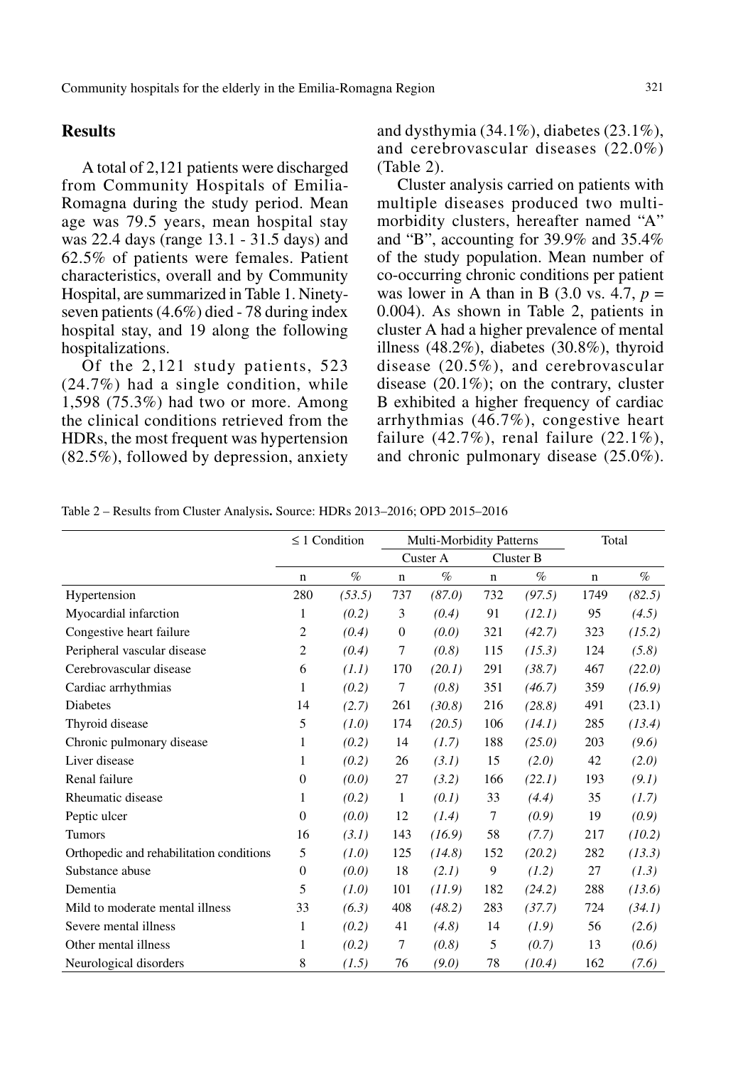## Results

A total of 2,121 patients were discharged from Community Hospitals of Emilia-Romagna during the study period. Mean age was 79.5 years, mean hospital stay was 22.4 days (range 13.1 - 31.5 days) and 62.5% of patients were females. Patient characteristics, overall and by Community Hospital, are summarized in Table 1. Ninety-seven patients (4.6%) died - 78 during index hospital stay, and 19 along the following hospitalizations.

Of the 2,121 study patients, 523 (24.7%) had a single condition, while 1,598 (75.3%) had two or more. Among the clinical conditions retrieved from the HDRs, the most frequent was hypertension (82.5%), followed by depression, anxiety and dysthymia (34.1%), diabetes (23.1%), and cerebrovascular diseases (22.0%) (Table 2).

Cluster analysis carried on patients with multiple diseases produced two multi-morbidity clusters, hereafter named "A" and "B", accounting for 39.9% and 35.4% of the study population. Mean number of co-occurring chronic conditions per patient was lower in A than in B (3.0 vs. 4.7, $p = 0.004$). As shown in Table 2, patients in cluster A had a higher prevalence of mental illness (48.2%), diabetes (30.8%), thyroid disease (20.5%), and cerebrovascular disease (20.1%); on the contrary, cluster B exhibited a higher frequency of cardiac arrhythmias (46.7%), congestive heart failure (42.7%), renal failure (22.1%), and chronic pulmonary disease (25.0%).

Table 2 – Results from Cluster Analysis**.** Source: HDRs 2013–2016; OPD 2015–2016

| | ≤ 1 Condition | | Multi-Morbidity Patterns | | | | Total | |
|---|---|---|---|---|---|---|---|---|
| | | | Custer A | | Cluster B | | | |
| | n | % | n | % | n | % | n | % |
| Hypertension | 280 | *(53.5)* | 737 | *(87.0)* | 732 | *(97.5)* | 1749 | *(82.5)* |
| Myocardial infarction | 1 | *(0.2)* | 3 | *(0.4)* | 91 | *(12.1)* | 95 | *(4.5)* |
| Congestive heart failure | 2 | *(0.4)* | 0 | *(0.0)* | 321 | *(42.7)* | 323 | *(15.2)* |
| Peripheral vascular disease | 2 | *(0.4)* | 7 | *(0.8)* | 115 | *(15.3)* | 124 | *(5.8)* |
| Cerebrovascular disease | 6 | *(1.1)* | 170 | *(20.1)* | 291 | *(38.7)* | 467 | *(22.0)* |
| Cardiac arrhythmias | 1 | *(0.2)* | 7 | *(0.8)* | 351 | *(46.7)* | 359 | *(16.9)* |
| Diabetes | 14 | *(2.7)* | 261 | *(30.8)* | 216 | *(28.8)* | 491 | (23.1) |
| Thyroid disease | 5 | *(1.0)* | 174 | *(20.5)* | 106 | *(14.1)* | 285 | *(13.4)* |
| Chronic pulmonary disease | 1 | *(0.2)* | 14 | *(1.7)* | 188 | *(25.0)* | 203 | *(9.6)* |
| Liver disease | 1 | *(0.2)* | 26 | *(3.1)* | 15 | *(2.0)* | 42 | *(2.0)* |
| Renal failure | 0 | *(0.0)* | 27 | *(3.2)* | 166 | *(22.1)* | 193 | *(9.1)* |
| Rheumatic disease | 1 | *(0.2)* | 1 | *(0.1)* | 33 | *(4.4)* | 35 | *(1.7)* |
| Peptic ulcer | 0 | *(0.0)* | 12 | *(1.4)* | 7 | *(0.9)* | 19 | *(0.9)* |
| Tumors | 16 | *(3.1)* | 143 | *(16.9)* | 58 | *(7.7)* | 217 | *(10.2)* |
| Orthopedic and rehabilitation conditions | 5 | *(1.0)* | 125 | *(14.8)* | 152 | *(20.2)* | 282 | *(13.3)* |
| Substance abuse | 0 | *(0.0)* | 18 | *(2.1)* | 9 | *(1.2)* | 27 | *(1.3)* |
| Dementia | 5 | *(1.0)* | 101 | *(11.9)* | 182 | *(24.2)* | 288 | *(13.6)* |
| Mild to moderate mental illness | 33 | *(6.3)* | 408 | *(48.2)* | 283 | *(37.7)* | 724 | *(34.1)* |
| Severe mental illness | 1 | *(0.2)* | 41 | *(4.8)* | 14 | *(1.9)* | 56 | *(2.6)* |
| Other mental illness | 1 | *(0.2)* | 7 | *(0.8)* | 5 | *(0.7)* | 13 | *(0.6)* |
| Neurological disorders | 8 | *(1.5)* | 76 | *(9.0)* | 78 | *(10.4)* | 162 | *(7.6)* |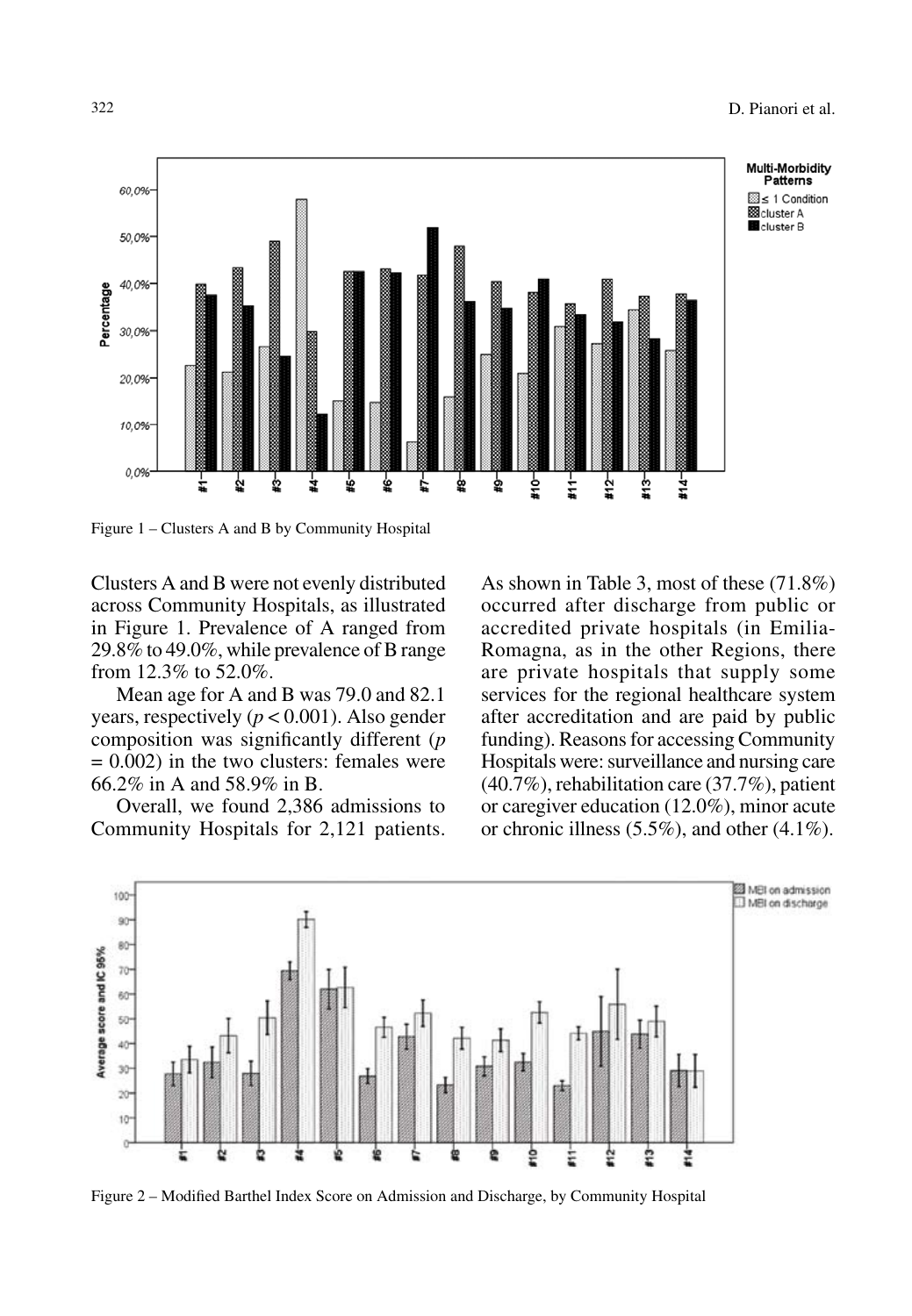Figure 1 – Clusters A and B by Community Hospital

Clusters A and B were not evenly distributed across Community Hospitals, as illustrated in Figure 1. Prevalence of A ranged from 29.8% to 49.0%, while prevalence of B range from 12.3% to 52.0%.

Mean age for A and B was 79.0 and 82.1 years, respectively ($p < 0.001$). Also gender composition was significantly different ($p = 0.002$) in the two clusters: females were 66.2% in A and 58.9% in B.

Overall, we found 2,386 admissions to Community Hospitals for 2,121 patients. As shown in Table 3, most of these (71.8%) occurred after discharge from public or accredited private hospitals (in Emilia-Romagna, as in the other Regions, there are private hospitals that supply some services for the regional healthcare system after accreditation and are paid by public funding). Reasons for accessing Community Hospitals were: surveillance and nursing care (40.7%), rehabilitation care (37.7%), patient or caregiver education (12.0%), minor acute or chronic illness (5.5%), and other (4.1%).

Figure 2 – Modified Barthel Index Score on Admission and Discharge, by Community Hospital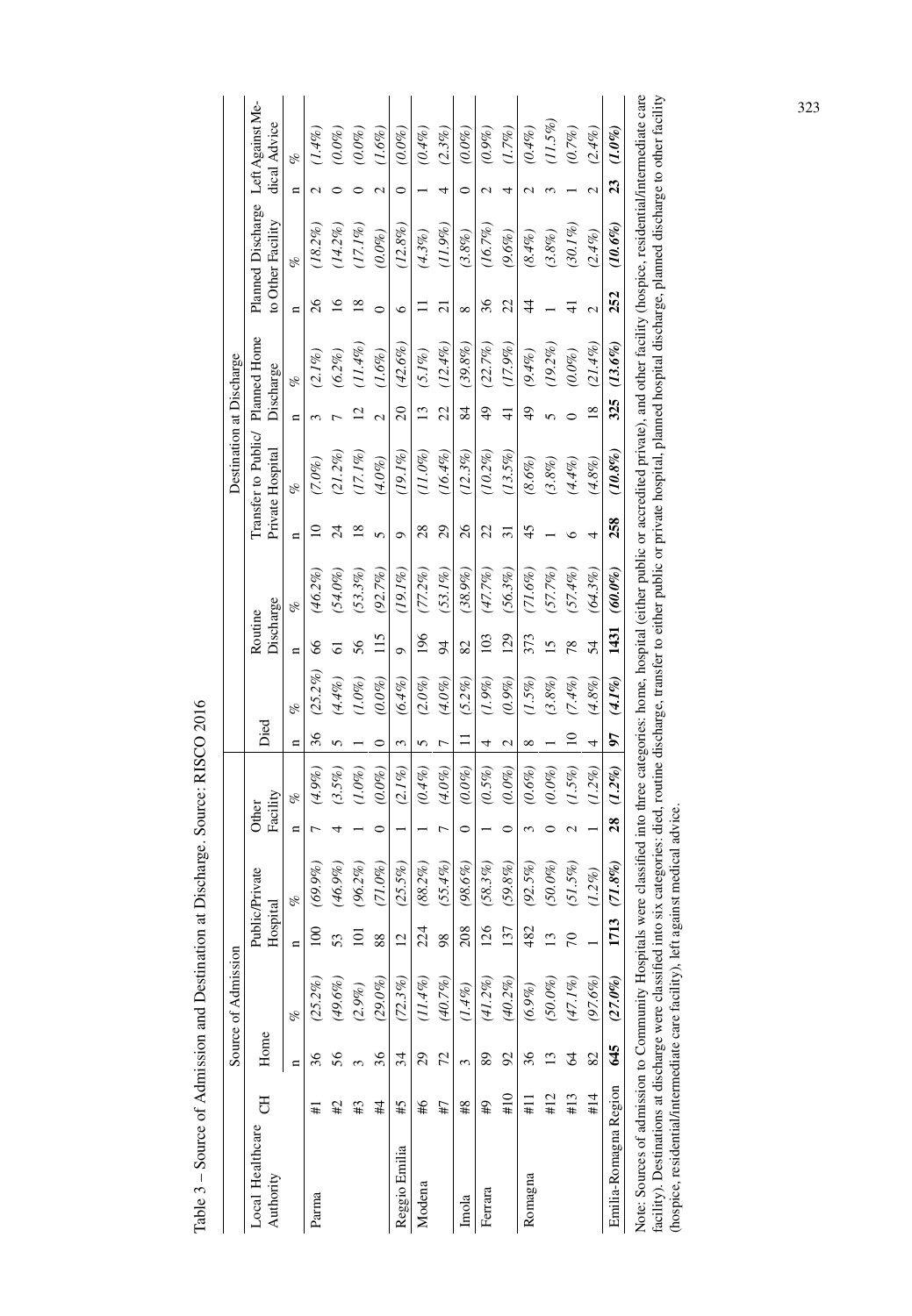Table 3 – Source of Admission and Destination at Discharge. Source: RISCO 2016

| Local Healthcare Authority | CH | Source of Admission | | | | | | Destination at Discharge | | | | | | | | | | | |
|---|---|---|---|---|---|---|---|---|---|---|---|---|---|---|---|---|---|---|---|
| | | Home | | Public/Private Hospital | | Other Facility | | Died | | Routine Discharge | | Transfer to Public/ Private Hospital | | Planned Home Discharge | | Planned Discharge to Other Facility | | Left Against Medical Advice | |
| | | n | % | n | % | n | % | n | % | n | % | n | % | n | % | n | % | n | % |
| Parma | #1 | 36 | *(25.2%)* | 100 | *(69.9%)* | 7 | *(4.9%)* | 36 | *(25.2%)* | 66 | *(46.2%)* | 10 | *(7.0%)* | 3 | *(2.1%)* | 26 | *(18.2%)* | 2 | *(1.4%)* |
| | #2 | 56 | *(49.6%)* | 53 | *(46.9%)* | 4 | *(3.5%)* | 5 | *(4.4%)* | 61 | *(54.0%)* | 24 | *(21.2%)* | 7 | *(6.2%)* | 16 | *(14.2%)* | 0 | *(0.0%)* |
| | #3 | 3 | *(2.9%)* | 101 | *(96.2%)* | 1 | *(1.0%)* | 1 | *(1.0%)* | 56 | *(53.3%)* | 18 | *(17.1%)* | 12 | *(11.4%)* | 18 | *(17.1%)* | 0 | *(0.0%)* |
| | #4 | 36 | *(29.0%)* | 88 | *(71.0%)* | 0 | *(0.0%)* | 0 | *(0.0%)* | 115 | *(92.7%)* | 5 | *(4.0%)* | 2 | *(1.6%)* | 0 | *(0.0%)* | 2 | *(1.6%)* |
| Reggio Emilia | #5 | 34 | *(72.3%)* | 12 | *(25.5%)* | 1 | *(2.1%)* | 3 | *(6.4%)* | 9 | *(19.1%)* | 9 | *(19.1%)* | 20 | *(42.6%)* | 6 | *(12.8%)* | 0 | *(0.0%)* |
| Modena | #6 | 29 | *(11.4%)* | 224 | *(88.2%)* | 1 | *(0.4%)* | 5 | *(2.0%)* | 196 | *(77.2%)* | 28 | *(11.0%)* | 13 | *(5.1%)* | 11 | *(4.3%)* | 1 | *(0.4%)* |
| | #7 | 72 | *(40.7%)* | 98 | *(55.4%)* | 7 | *(4.0%)* | 7 | *(4.0%)* | 94 | *(53.1%)* | 29 | *(16.4%)* | 22 | *(12.4%)* | 21 | *(11.9%)* | 4 | *(2.3%)* |
| Imola | #8 | 3 | *(1.4%)* | 208 | *(98.6%)* | 0 | *(0.0%)* | 11 | *(5.2%)* | 82 | *(38.9%)* | 26 | *(12.3%)* | 84 | *(39.8%)* | 8 | *(3.8%)* | 0 | *(0.0%)* |
| Ferrara | #9 | 89 | *(41.2%)* | 126 | *(58.3%)* | 1 | *(0.5%)* | 4 | *(1.9%)* | 103 | *(47.7%)* | 22 | *(10.2%)* | 49 | *(22.7%)* | 36 | *(16.7%)* | 2 | *(0.9%)* |
| | #10 | 92 | *(40.2%)* | 137 | *(59.8%)* | 0 | *(0.0%)* | 2 | *(0.9%)* | 129 | *(56.3%)* | 31 | *(13.5%)* | 41 | *(17.9%)* | 22 | *(9.6%)* | 4 | *(1.7%)* |
| Romagna | #11 | 36 | *(6.9%)* | 482 | *(92.5%)* | 3 | *(0.6%)* | 8 | *(1.5%)* | 373 | *(71.6%)* | 45 | *(8.6%)* | 49 | *(9.4%)* | 44 | *(8.4%)* | 2 | *(0.4%)* |
| | #12 | 13 | *(50.0%)* | 13 | *(50.0%)* | 0 | *(0.0%)* | 1 | *(3.8%)* | 15 | *(57.7%)* | 1 | *(3.8%)* | 5 | *(19.2%)* | 1 | *(3.8%)* | 3 | *(11.5%)* |
| | #13 | 64 | *(47.1%)* | 70 | *(51.5%)* | 2 | *(1.5%)* | 10 | *(7.4%)* | 78 | *(57.4%)* | 6 | *(4.4%)* | 0 | *(0.0%)* | 41 | *(30.1%)* | 1 | *(0.7%)* |
| | #14 | 82 | *(97.6%)* | 1 | *(1.2%)* | 1 | *(1.2%)* | 4 | *(4.8%)* | 54 | *(64.3%)* | 4 | *(4.8%)* | 18 | *(21.4%)* | 2 | *(2.4%)* | 2 | *(2.4%)* |
| **Emilia-Romagna Region** | | **645** | ***(27.0%)*** | **1713** | ***(71.8%)*** | **28** | ***(1.2%)*** | **97** | ***(4.1%)*** | **1431** | ***(60.0%)*** | **258** | ***(10.8%)*** | **325** | ***(13.6%)*** | **252** | ***(10.6%)*** | **23** | ***(1.0%)*** |

Note: Sources of admission to Community Hospitals were classified into three categories: home, hospital (either public or accredited private), and other facility (hospice, residential/intermediate care facility). Destinations at discharge were classified into six categories: died, routine discharge, transfer to either public or private hospital, planned hospital discharge, planned discharge to other facility (hospice, residential/intermediate care facility), left against medical advice.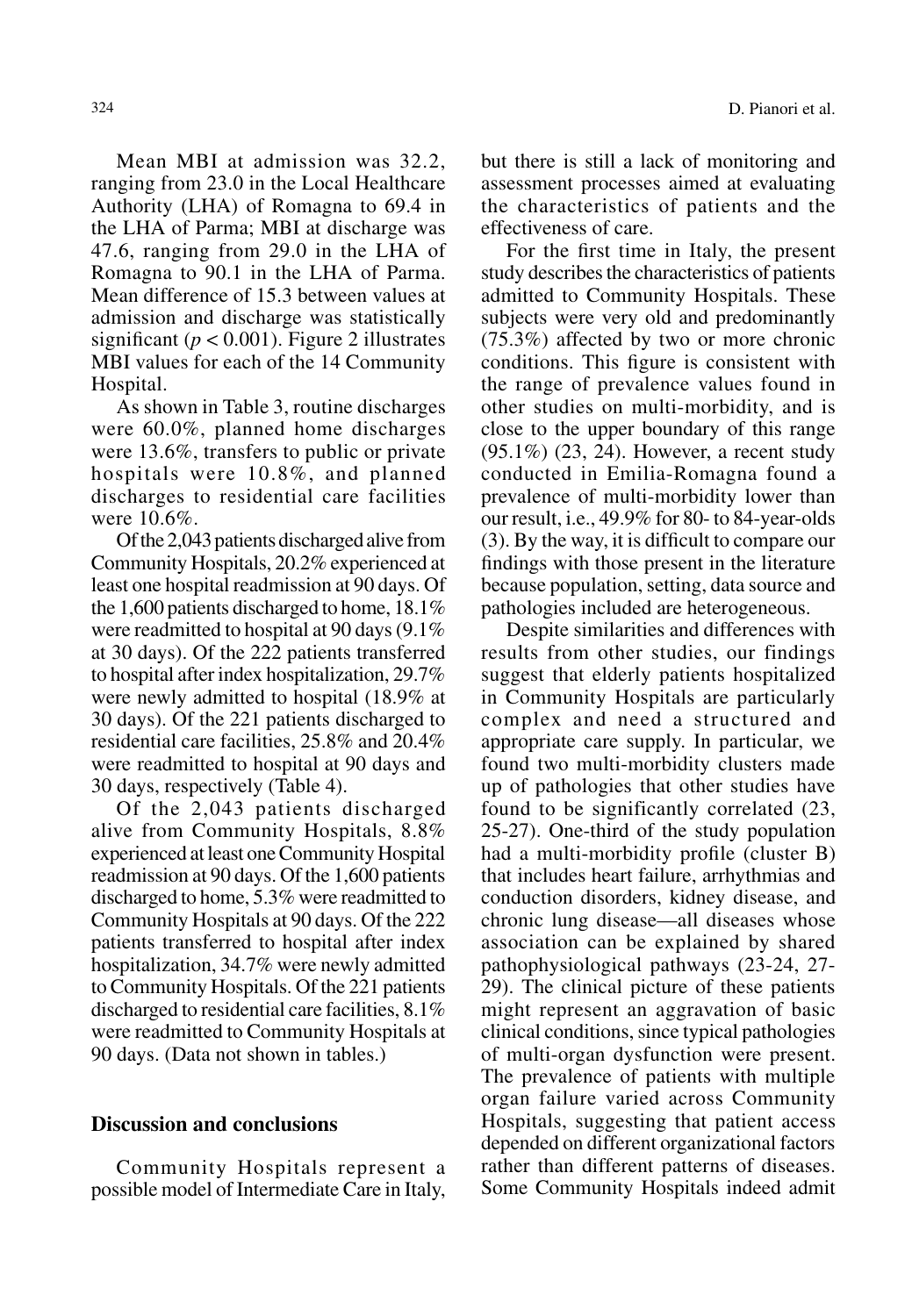Mean MBI at admission was 32.2, ranging from 23.0 in the Local Healthcare Authority (LHA) of Romagna to 69.4 in the LHA of Parma; MBI at discharge was 47.6, ranging from 29.0 in the LHA of Romagna to 90.1 in the LHA of Parma. Mean difference of 15.3 between values at admission and discharge was statistically significant ($p < 0.001$). Figure 2 illustrates MBI values for each of the 14 Community Hospital.

As shown in Table 3, routine discharges were 60.0%, planned home discharges were 13.6%, transfers to public or private hospitals were 10.8%, and planned discharges to residential care facilities were 10.6%.

Of the 2,043 patients discharged alive from Community Hospitals, 20.2% experienced at least one hospital readmission at 90 days. Of the 1,600 patients discharged to home, 18.1% were readmitted to hospital at 90 days (9.1% at 30 days). Of the 222 patients transferred to hospital after index hospitalization, 29.7% were newly admitted to hospital (18.9% at 30 days). Of the 221 patients discharged to residential care facilities, 25.8% and 20.4% were readmitted to hospital at 90 days and 30 days, respectively (Table 4).

Of the 2,043 patients discharged alive from Community Hospitals, 8.8% experienced at least one Community Hospital readmission at 90 days. Of the 1,600 patients discharged to home, 5.3% were readmitted to Community Hospitals at 90 days. Of the 222 patients transferred to hospital after index hospitalization, 34.7% were newly admitted to Community Hospitals. Of the 221 patients discharged to residential care facilities, 8.1% were readmitted to Community Hospitals at 90 days. (Data not shown in tables.)

## Discussion and conclusions

Community Hospitals represent a possible model of Intermediate Care in Italy, but there is still a lack of monitoring and assessment processes aimed at evaluating the characteristics of patients and the effectiveness of care.

For the first time in Italy, the present study describes the characteristics of patients admitted to Community Hospitals. These subjects were very old and predominantly (75.3%) affected by two or more chronic conditions. This figure is consistent with the range of prevalence values found in other studies on multi-morbidity, and is close to the upper boundary of this range (95.1%) (23, 24). However, a recent study conducted in Emilia-Romagna found a prevalence of multi-morbidity lower than our result, i.e., 49.9% for 80- to 84-year-olds (3). By the way, it is difficult to compare our findings with those present in the literature because population, setting, data source and pathologies included are heterogeneous.

Despite similarities and differences with results from other studies, our findings suggest that elderly patients hospitalized in Community Hospitals are particularly complex and need a structured and appropriate care supply. In particular, we found two multi-morbidity clusters made up of pathologies that other studies have found to be significantly correlated (23, 25-27). One-third of the study population had a multi-morbidity profile (cluster B) that includes heart failure, arrhythmias and conduction disorders, kidney disease, and chronic lung disease—all diseases whose association can be explained by shared pathophysiological pathways (23-24, 27-29). The clinical picture of these patients might represent an aggravation of basic clinical conditions, since typical pathologies of multi-organ dysfunction were present. The prevalence of patients with multiple organ failure varied across Community Hospitals, suggesting that patient access depended on different organizational factors rather than different patterns of diseases. Some Community Hospitals indeed admit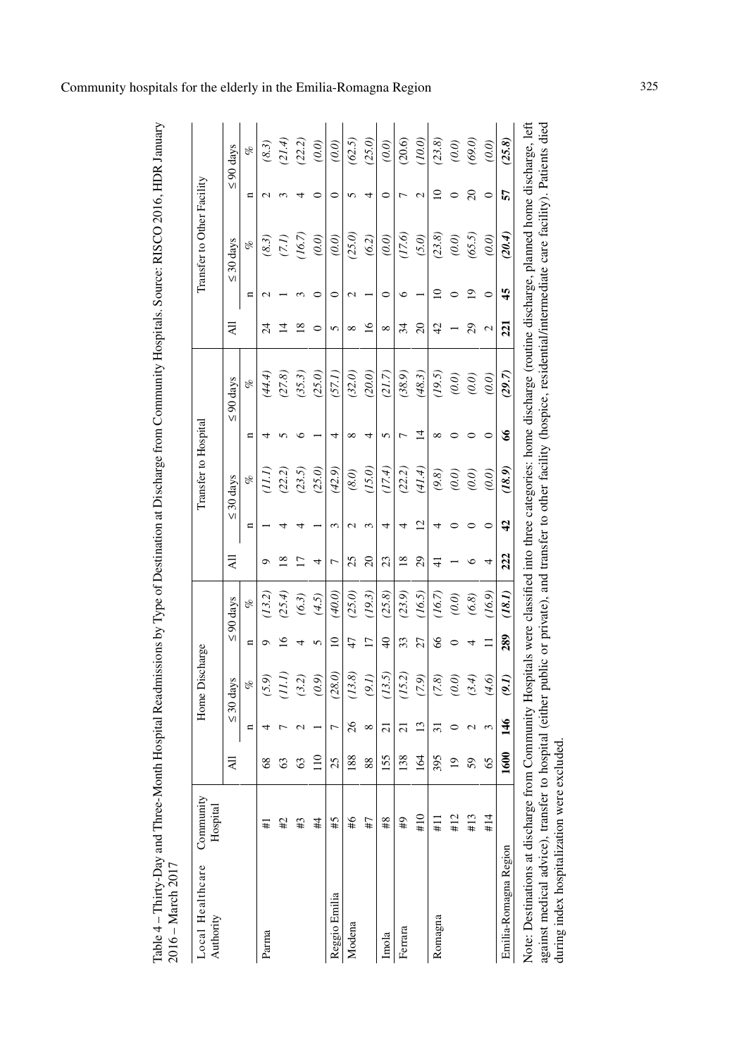Table 4 – Thirty-Day and Three-Month Hospital Readmissions by Type of Destination at Discharge from Community Hospitals. Source: RISCO 2016, HDR January 2016 – March 2017

| Local Healthcare Authority | Community Hospital | Home Discharge | | | | | Transfer to Hospital | | | | | Transfer to Other Facility | | | | |
|---|---|---|---|---|---|---|---|---|---|---|---|---|---|---|---|---|
| | | All | ≤ 30 days | | ≤ 90 days | | All | ≤ 30 days | | ≤ 90 days | | All | ≤ 30 days | | ≤ 90 days | |
| | | | n | % | n | % | | n | % | n | % | | n | % | n | % |
| Parma | #1 | 68 | 4 | *(5.9)* | 9 | *(13.2)* | 9 | 1 | *(11.1)* | 4 | *(44.4)* | 24 | 2 | *(8.3)* | 2 | *(8.3)* |
| | #2 | 63 | 7 | *(11.1)* | 16 | *(25.4)* | 18 | 4 | *(22.2)* | 5 | *(27.8)* | 14 | 1 | *(7.1)* | 3 | *(21.4)* |
| | #3 | 63 | 2 | *(3.2)* | 4 | *(6.3)* | 17 | 4 | *(23.5)* | 6 | *(35.3)* | 18 | 3 | *(16.7)* | 4 | *(22.2)* |
| | #4 | 110 | 1 | *(0.9)* | 5 | *(4.5)* | 4 | 1 | *(25.0)* | 1 | *(25.0)* | 0 | 0 | *(0.0)* | 0 | *(0.0)* |
| Reggio Emilia | #5 | 25 | 7 | *(28.0)* | 10 | *(40.0)* | 7 | 3 | *(42.9)* | 4 | *(57.1)* | 5 | 0 | *(0.0)* | 0 | *(0.0)* |
| Modena | #6 | 188 | 26 | *(13.8)* | 47 | *(25.0)* | 25 | 2 | *(8.0)* | 8 | *(32.0)* | 8 | 2 | *(25.0)* | 5 | *(62.5)* |
| | #7 | 88 | 8 | *(9.1)* | 17 | *(19.3)* | 20 | 3 | *(15.0)* | 4 | *(20.0)* | 16 | 1 | *(6.2)* | 4 | *(25.0)* |
| Imola | #8 | 155 | 21 | *(13.5)* | 40 | *(25.8)* | 23 | 4 | *(17.4)* | 5 | *(21.7)* | 8 | 0 | *(0.0)* | 0 | *(0.0)* |
| Ferrara | #9 | 138 | 21 | *(15.2)* | 33 | *(23.9)* | 18 | 4 | *(22.2)* | 7 | *(38.9)* | 34 | 6 | *(17.6)* | 7 | *(20.6)* |
| | #10 | 164 | 13 | *(7.9)* | 27 | *(16.5)* | 29 | 12 | *(41.4)* | 14 | *(48.3)* | 20 | 1 | *(5.0)* | 2 | *(10.0)* |
| Romagna | #11 | 395 | 31 | *(7.8)* | 66 | *(16.7)* | 41 | 4 | *(9.8)* | 8 | *(19.5)* | 42 | 10 | *(23.8)* | 10 | *(23.8)* |
| | #12 | 19 | 0 | *(0.0)* | 0 | *(0.0)* | 1 | 0 | *(0.0)* | 0 | *(0.0)* | 1 | 0 | *(0.0)* | 0 | *(0.0)* |
| | #13 | 59 | 2 | *(3.4)* | 4 | *(6.8)* | 6 | 0 | *(0.0)* | 0 | *(0.0)* | 29 | 19 | *(65.5)* | 20 | *(69.0)* |
| | #14 | 65 | 3 | *(4.6)* | 11 | *(16.9)* | 4 | 0 | *(0.0)* | 0 | *(0.0)* | 2 | 0 | *(0.0)* | 0 | *(0.0)* |
| Emilia-Romagna Region | | **1600** | **146** | ***(9.1)*** | **289** | ***(18.1)*** | **222** | **42** | ***(18.9)*** | **66** | ***(29.7)*** | **221** | **45** | ***(20.4)*** | **57** | ***(25.8)*** |

Note: Destinations at discharge from Community Hospitals were classified into three categories: home discharge (routine discharge, planned home discharge, left against medical advice), transfer to hospital (either public or private), and transfer to other facility (hospice, residential/intermediate care facility). Patients died during index hospitalization were excluded.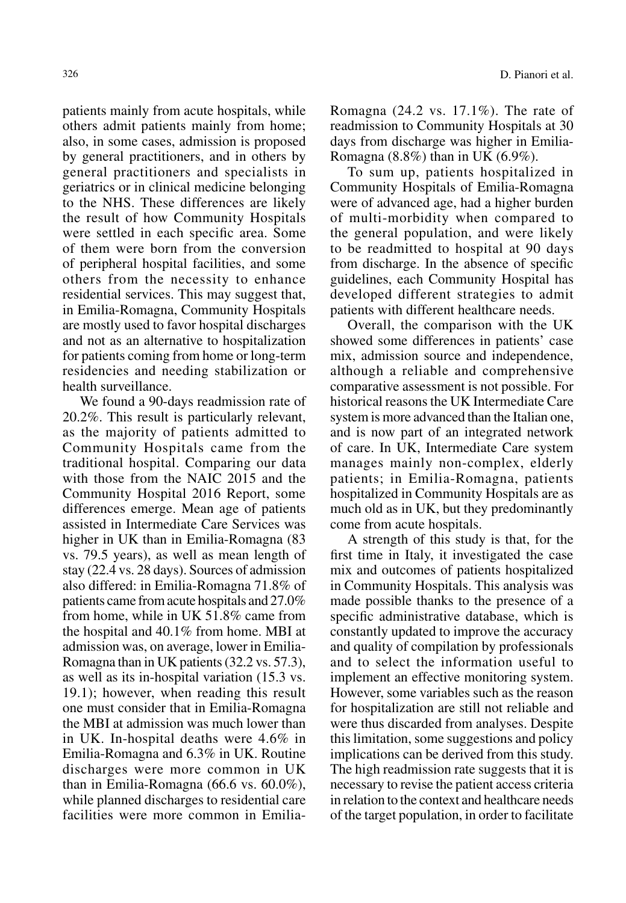patients mainly from acute hospitals, while others admit patients mainly from home; also, in some cases, admission is proposed by general practitioners, and in others by general practitioners and specialists in geriatrics or in clinical medicine belonging to the NHS. These differences are likely the result of how Community Hospitals were settled in each specific area. Some of them were born from the conversion of peripheral hospital facilities, and some others from the necessity to enhance residential services. This may suggest that, in Emilia-Romagna, Community Hospitals are mostly used to favor hospital discharges and not as an alternative to hospitalization for patients coming from home or long-term residencies and needing stabilization or health surveillance.

We found a 90-days readmission rate of 20.2%. This result is particularly relevant, as the majority of patients admitted to Community Hospitals came from the traditional hospital. Comparing our data with those from the NAIC 2015 and the Community Hospital 2016 Report, some differences emerge. Mean age of patients assisted in Intermediate Care Services was higher in UK than in Emilia-Romagna (83 vs. 79.5 years), as well as mean length of stay (22.4 vs. 28 days). Sources of admission also differed: in Emilia-Romagna 71.8% of patients came from acute hospitals and 27.0% from home, while in UK 51.8% came from the hospital and 40.1% from home. MBI at admission was, on average, lower in Emilia-Romagna than in UK patients (32.2 vs. 57.3), as well as its in-hospital variation (15.3 vs. 19.1); however, when reading this result one must consider that in Emilia-Romagna the MBI at admission was much lower than in UK. In-hospital deaths were 4.6% in Emilia-Romagna and 6.3% in UK. Routine discharges were more common in UK than in Emilia-Romagna (66.6 vs. 60.0%), while planned discharges to residential care facilities were more common in Emilia-Romagna (24.2 vs. 17.1%). The rate of readmission to Community Hospitals at 30 days from discharge was higher in Emilia-Romagna (8.8%) than in UK (6.9%).

To sum up, patients hospitalized in Community Hospitals of Emilia-Romagna were of advanced age, had a higher burden of multi-morbidity when compared to the general population, and were likely to be readmitted to hospital at 90 days from discharge. In the absence of specific guidelines, each Community Hospital has developed different strategies to admit patients with different healthcare needs.

Overall, the comparison with the UK showed some differences in patients' case mix, admission source and independence, although a reliable and comprehensive comparative assessment is not possible. For historical reasons the UK Intermediate Care system is more advanced than the Italian one, and is now part of an integrated network of care. In UK, Intermediate Care system manages mainly non-complex, elderly patients; in Emilia-Romagna, patients hospitalized in Community Hospitals are as much old as in UK, but they predominantly come from acute hospitals.

A strength of this study is that, for the first time in Italy, it investigated the case mix and outcomes of patients hospitalized in Community Hospitals. This analysis was made possible thanks to the presence of a specific administrative database, which is constantly updated to improve the accuracy and quality of compilation by professionals and to select the information useful to implement an effective monitoring system. However, some variables such as the reason for hospitalization are still not reliable and were thus discarded from analyses. Despite this limitation, some suggestions and policy implications can be derived from this study. The high readmission rate suggests that it is necessary to revise the patient access criteria in relation to the context and healthcare needs of the target population, in order to facilitate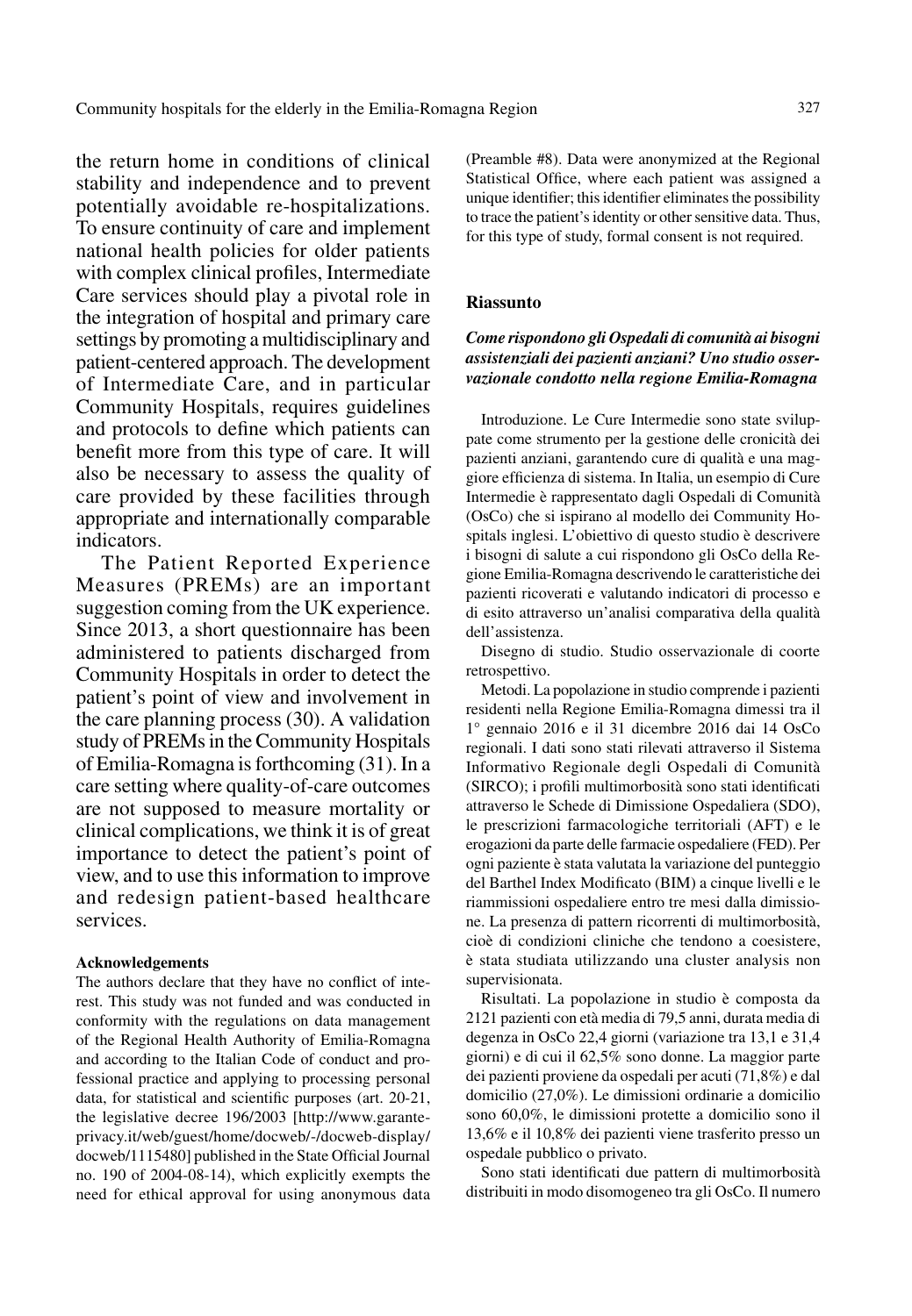the return home in conditions of clinical stability and independence and to prevent potentially avoidable re-hospitalizations. To ensure continuity of care and implement national health policies for older patients with complex clinical profiles, Intermediate Care services should play a pivotal role in the integration of hospital and primary care settings by promoting a multidisciplinary and patient-centered approach. The development of Intermediate Care, and in particular Community Hospitals, requires guidelines and protocols to define which patients can benefit more from this type of care. It will also be necessary to assess the quality of care provided by these facilities through appropriate and internationally comparable indicators.

The Patient Reported Experience Measures (PREMs) are an important suggestion coming from the UK experience. Since 2013, a short questionnaire has been administered to patients discharged from Community Hospitals in order to detect the patient's point of view and involvement in the care planning process (30). A validation study of PREMs in the Community Hospitals of Emilia-Romagna is forthcoming (31). In a care setting where quality-of-care outcomes are not supposed to measure mortality or clinical complications, we think it is of great importance to detect the patient's point of view, and to use this information to improve and redesign patient-based healthcare services.

#### Acknowledgements

The authors declare that they have no conflict of interest. This study was not funded and was conducted in conformity with the regulations on data management of the Regional Health Authority of Emilia-Romagna and according to the Italian Code of conduct and professional practice and applying to processing personal data, for statistical and scientific purposes (art. 20-21, the legislative decree 196/2003 [http://www.garanteprivacy.it/web/guest/home/docweb/-/docweb-display/docweb/1115480] published in the State Official Journal no. 190 of 2004-08-14), which explicitly exempts the need for ethical approval for using anonymous data (Preamble #8). Data were anonymized at the Regional Statistical Office, where each patient was assigned a unique identifier; this identifier eliminates the possibility to trace the patient's identity or other sensitive data. Thus, for this type of study, formal consent is not required.

### Riassunto

#### *Come rispondono gli Ospedali di comunità ai bisogni assistenziali dei pazienti anziani? Uno studio osservazionale condotto nella regione Emilia-Romagna*

Introduzione. Le Cure Intermedie sono state sviluppate come strumento per la gestione delle cronicità dei pazienti anziani, garantendo cure di qualità e una maggiore efficienza di sistema. In Italia, un esempio di Cure Intermedie è rappresentato dagli Ospedali di Comunità (OsCo) che si ispirano al modello dei Community Hospitals inglesi. L'obiettivo di questo studio è descrivere i bisogni di salute a cui rispondono gli OsCo della Regione Emilia-Romagna descrivendo le caratteristiche dei pazienti ricoverati e valutando indicatori di processo e di esito attraverso un'analisi comparativa della qualità dell'assistenza.

Disegno di studio. Studio osservazionale di coorte retrospettivo.

Metodi. La popolazione in studio comprende i pazienti residenti nella Regione Emilia-Romagna dimessi tra il 1° gennaio 2016 e il 31 dicembre 2016 dai 14 OsCo regionali. I dati sono stati rilevati attraverso il Sistema Informativo Regionale degli Ospedali di Comunità (SIRCO); i profili multimorbosità sono stati identificati attraverso le Schede di Dimissione Ospedaliera (SDO), le prescrizioni farmacologiche territoriali (AFT) e le erogazioni da parte delle farmacie ospedaliere (FED). Per ogni paziente è stata valutata la variazione del punteggio del Barthel Index Modificato (BIM) a cinque livelli e le riammissioni ospedaliere entro tre mesi dalla dimissione. La presenza di pattern ricorrenti di multimorbosità, cioè di condizioni cliniche che tendono a coesistere, è stata studiata utilizzando una cluster analysis non supervisionata.

Risultati. La popolazione in studio è composta da 2121 pazienti con età media di 79,5 anni, durata media di degenza in OsCo 22,4 giorni (variazione tra 13,1 e 31,4 giorni) e di cui il 62,5% sono donne. La maggior parte dei pazienti proviene da ospedali per acuti (71,8%) e dal domicilio (27,0%). Le dimissioni ordinarie a domicilio sono 60,0%, le dimissioni protette a domicilio sono il 13,6% e il 10,8% dei pazienti viene trasferito presso un ospedale pubblico o privato.

Sono stati identificati due pattern di multimorbosità distribuiti in modo disomogeneo tra gli OsCo. Il numero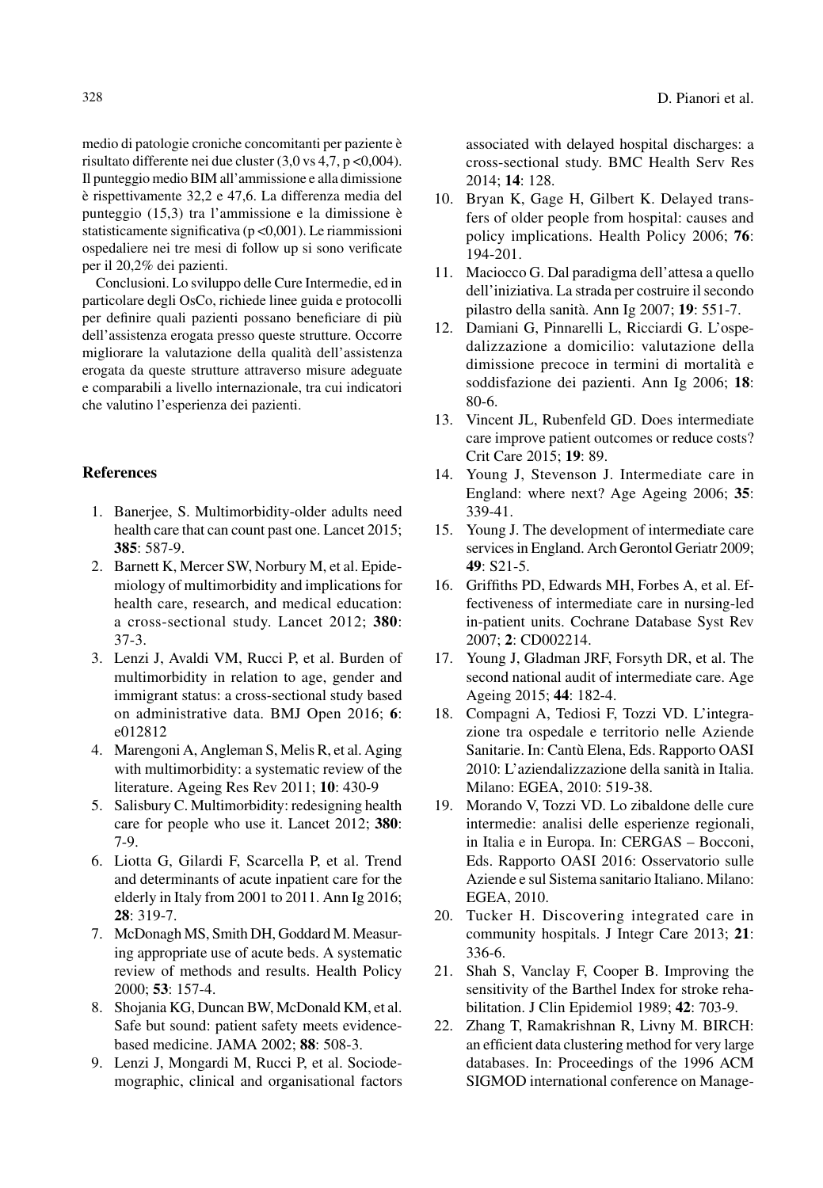medio di patologie croniche concomitanti per paziente è risultato differente nei due cluster (3,0 vs 4,7, p <0,004). Il punteggio medio BIM all'ammissione e alla dimissione è rispettivamente 32,2 e 47,6. La differenza media del punteggio (15,3) tra l'ammissione e la dimissione è statisticamente significativa (p <0,001). Le riammissioni ospedaliere nei tre mesi di follow up si sono verificate per il 20,2% dei pazienti.

Conclusioni. Lo sviluppo delle Cure Intermedie, ed in particolare degli OsCo, richiede linee guida e protocolli per definire quali pazienti possano beneficiare di più dell'assistenza erogata presso queste strutture. Occorre migliorare la valutazione della qualità dell'assistenza erogata da queste strutture attraverso misure adeguate e comparabili a livello internazionale, tra cui indicatori che valutino l'esperienza dei pazienti.

## References

1. Banerjee, S. Multimorbidity-older adults need health care that can count past one. Lancet 2015; **385**: 587-9.
2. Barnett K, Mercer SW, Norbury M, et al. Epidemiology of multimorbidity and implications for health care, research, and medical education: a cross-sectional study. Lancet 2012; **380**: 37-3.
3. Lenzi J, Avaldi VM, Rucci P, et al. Burden of multimorbidity in relation to age, gender and immigrant status: a cross-sectional study based on administrative data. BMJ Open 2016; **6**: e012812
4. Marengoni A, Angleman S, Melis R, et al. Aging with multimorbidity: a systematic review of the literature. Ageing Res Rev 2011; **10**: 430-9
5. Salisbury C. Multimorbidity: redesigning health care for people who use it. Lancet 2012; **380**: 7-9.
6. Liotta G, Gilardi F, Scarcella P, et al. Trend and determinants of acute inpatient care for the elderly in Italy from 2001 to 2011. Ann Ig 2016; **28**: 319-7.
7. McDonagh MS, Smith DH, Goddard M. Measuring appropriate use of acute beds. A systematic review of methods and results. Health Policy 2000; **53**: 157-4.
8. Shojania KG, Duncan BW, McDonald KM, et al. Safe but sound: patient safety meets evidence-based medicine. JAMA 2002; **88**: 508-3.
9. Lenzi J, Mongardi M, Rucci P, et al. Sociodemographic, clinical and organisational factors associated with delayed hospital discharges: a cross-sectional study. BMC Health Serv Res 2014; **14**: 128.
10. Bryan K, Gage H, Gilbert K. Delayed transfers of older people from hospital: causes and policy implications. Health Policy 2006; **76**: 194-201.
11. Maciocco G. Dal paradigma dell'attesa a quello dell'iniziativa. La strada per costruire il secondo pilastro della sanità. Ann Ig 2007; **19**: 551-7.
12. Damiani G, Pinnarelli L, Ricciardi G. L'ospedalizzazione a domicilio: valutazione della dimissione precoce in termini di mortalità e soddisfazione dei pazienti. Ann Ig 2006; **18**: 80-6.
13. Vincent JL, Rubenfeld GD. Does intermediate care improve patient outcomes or reduce costs? Crit Care 2015; **19**: 89.
14. Young J, Stevenson J. Intermediate care in England: where next? Age Ageing 2006; **35**: 339-41.
15. Young J. The development of intermediate care services in England. Arch Gerontol Geriatr 2009; **49**: S21-5.
16. Griffiths PD, Edwards MH, Forbes A, et al. Effectiveness of intermediate care in nursing-led in-patient units. Cochrane Database Syst Rev 2007; **2**: CD002214.
17. Young J, Gladman JRF, Forsyth DR, et al. The second national audit of intermediate care. Age Ageing 2015; **44**: 182-4.
18. Compagni A, Tediosi F, Tozzi VD. L'integrazione tra ospedale e territorio nelle Aziende Sanitarie. In: Cantù Elena, Eds. Rapporto OASI 2010: L'aziendalizzazione della sanità in Italia. Milano: EGEA, 2010: 519-38.
19. Morando V, Tozzi VD. Lo zibaldone delle cure intermedie: analisi delle esperienze regionali, in Italia e in Europa. In: CERGAS – Bocconi, Eds. Rapporto OASI 2016: Osservatorio sulle Aziende e sul Sistema sanitario Italiano. Milano: EGEA, 2010.
20. Tucker H. Discovering integrated care in community hospitals. J Integr Care 2013; **21**: 336-6.
21. Shah S, Vanclay F, Cooper B. Improving the sensitivity of the Barthel Index for stroke rehabilitation. J Clin Epidemiol 1989; **42**: 703-9.
22. Zhang T, Ramakrishnan R, Livny M. BIRCH: an efficient data clustering method for very large databases. In: Proceedings of the 1996 ACM SIGMOD international conference on Manage-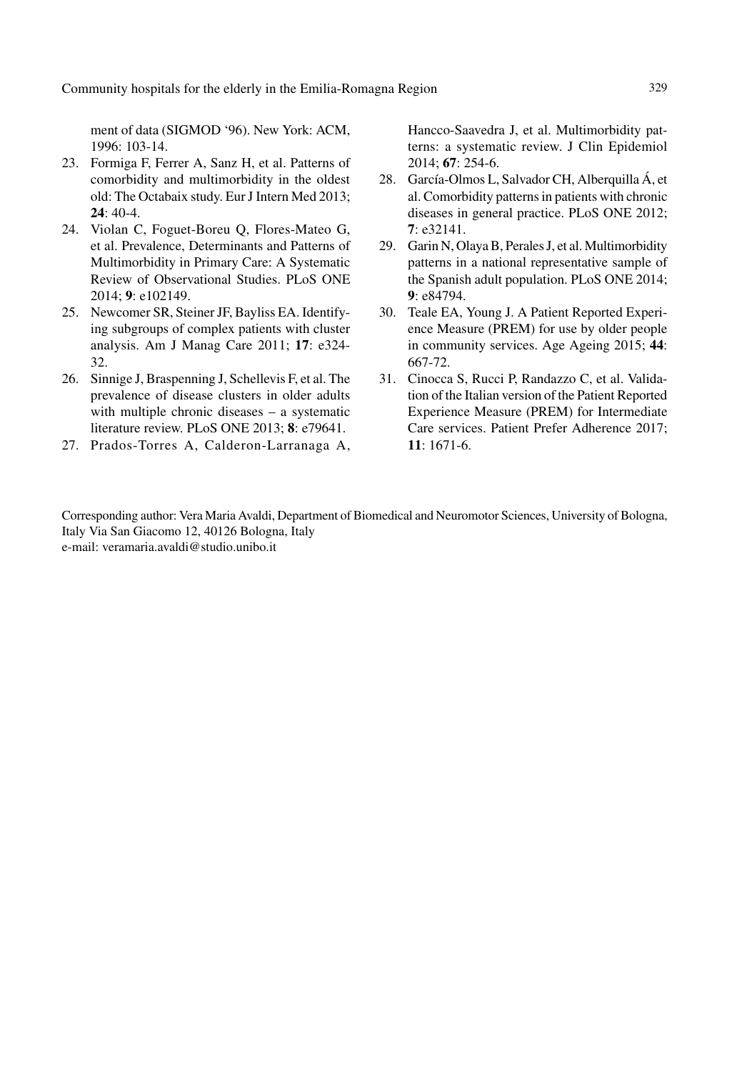ment of data (SIGMOD '96). New York: ACM, 1996: 103-14.

23. Formiga F, Ferrer A, Sanz H, et al. Patterns of comorbidity and multimorbidity in the oldest old: The Octabaix study. Eur J Intern Med 2013; **24**: 40-4.
24. Violan C, Foguet-Boreu Q, Flores-Mateo G, et al. Prevalence, Determinants and Patterns of Multimorbidity in Primary Care: A Systematic Review of Observational Studies. PLoS ONE 2014; **9**: e102149.
25. Newcomer SR, Steiner JF, Bayliss EA. Identifying subgroups of complex patients with cluster analysis. Am J Manag Care 2011; **17**: e324-32.
26. Sinnige J, Braspenning J, Schellevis F, et al. The prevalence of disease clusters in older adults with multiple chronic diseases – a systematic literature review. PLoS ONE 2013; **8**: e79641.
27. Prados-Torres A, Calderon-Larranaga A, Hancco-Saavedra J, et al. Multimorbidity patterns: a systematic review. J Clin Epidemiol 2014; **67**: 254-6.
28. García-Olmos L, Salvador CH, Alberquilla Á, et al. Comorbidity patterns in patients with chronic diseases in general practice. PLoS ONE 2012; **7**: e32141.
29. Garin N, Olaya B, Perales J, et al. Multimorbidity patterns in a national representative sample of the Spanish adult population. PLoS ONE 2014; **9**: e84794.
30. Teale EA, Young J. A Patient Reported Experience Measure (PREM) for use by older people in community services. Age Ageing 2015; **44**: 667-72.
31. Cinocca S, Rucci P, Randazzo C, et al. Validation of the Italian version of the Patient Reported Experience Measure (PREM) for Intermediate Care services. Patient Prefer Adherence 2017; **11**: 1671-6.

Corresponding author: Vera Maria Avaldi, Department of Biomedical and Neuromotor Sciences, University of Bologna, Italy Via San Giacomo 12, 40126 Bologna, Italy
e-mail: veramaria.avaldi@studio.unibo.it